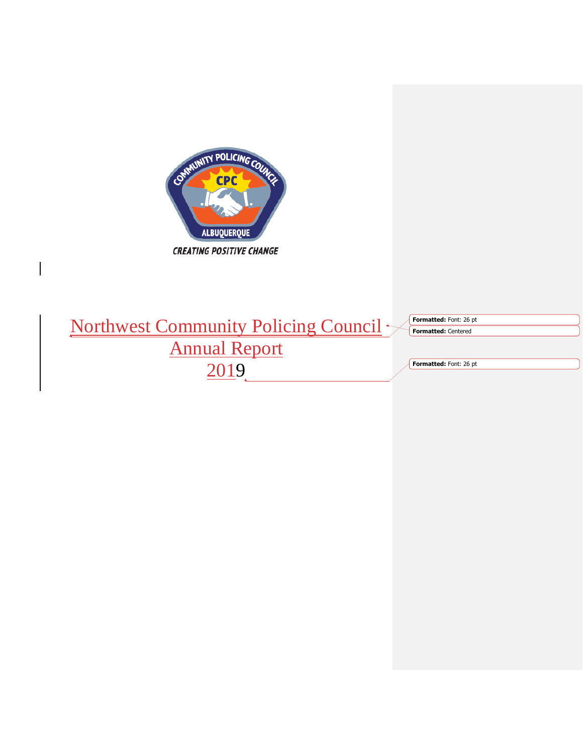# Northwest Community Policing Council Annual Report 2019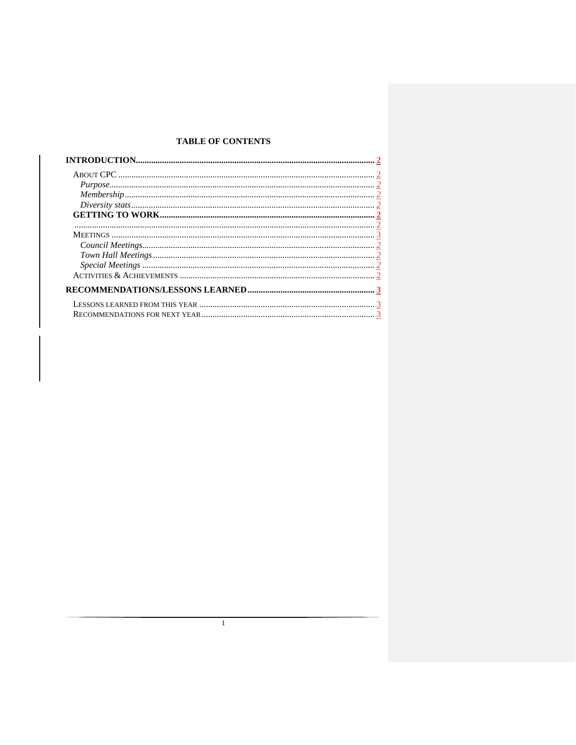**TABLE OF CONTENTS**

**INTRODUCTION** .......... **2**

- ABOUT CPC .......... 2
  - *Purpose* .......... 2
  - *Membership* .......... 2
  - *Diversity stats* .......... 2
- **GETTING TO WORK** .......... **2**
- .......... 2
- MEETINGS .......... 3
  - *Council Meetings* .......... 2
  - *Town Hall Meetings* .......... 2
  - *Special Meetings* .......... 2
- ACTIVITIES & ACHIEVEMENTS .......... 2

**RECOMMENDATIONS/LESSONS LEARNED** .......... **3**

- LESSONS LEARNED FROM THIS YEAR .......... 3
- RECOMMENDATIONS FOR NEXT YEAR .......... 3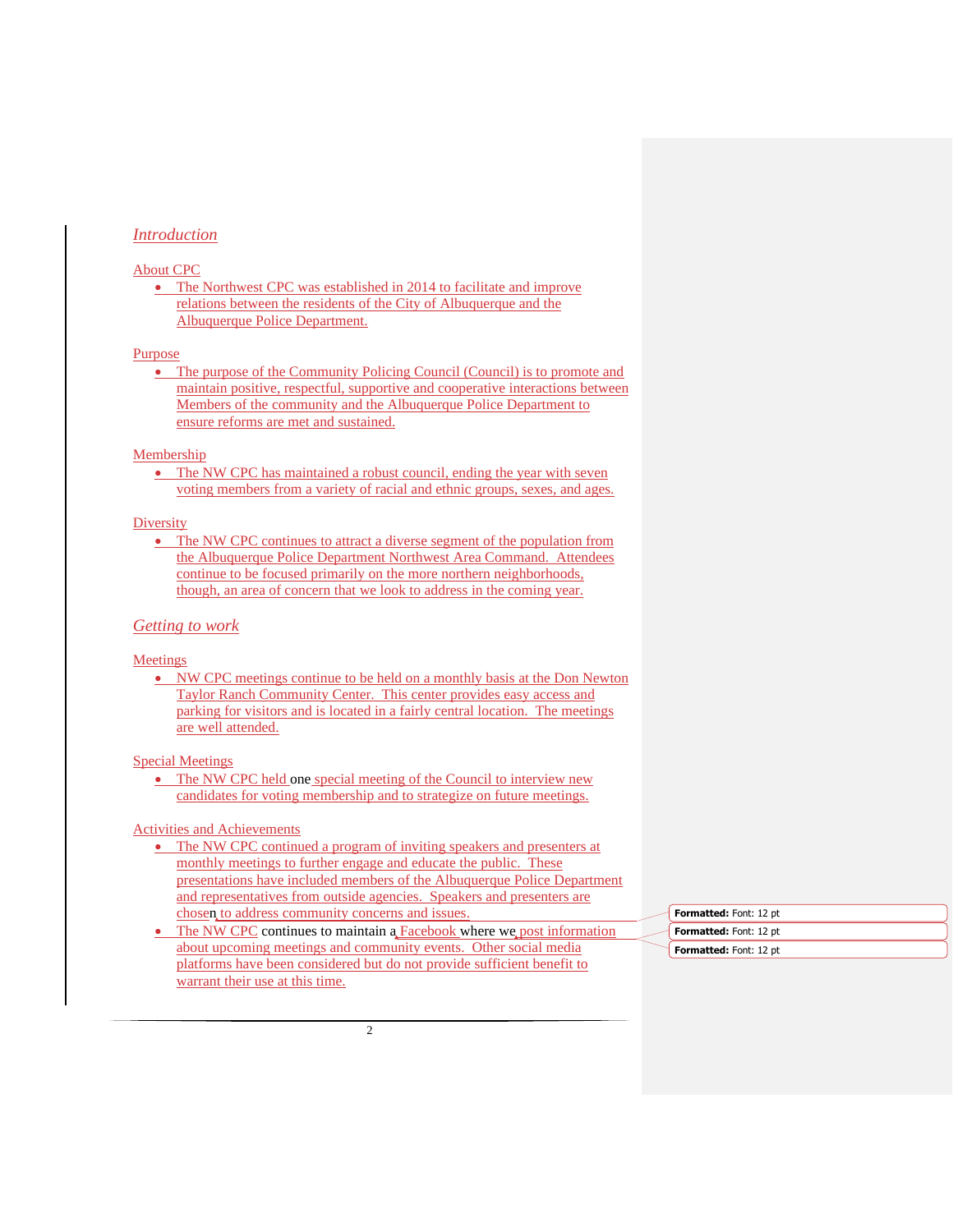## *Introduction*

### About CPC

- The Northwest CPC was established in 2014 to facilitate and improve relations between the residents of the City of Albuquerque and the Albuquerque Police Department.

### Purpose

- The purpose of the Community Policing Council (Council) is to promote and maintain positive, respectful, supportive and cooperative interactions between Members of the community and the Albuquerque Police Department to ensure reforms are met and sustained.

### Membership

- The NW CPC has maintained a robust council, ending the year with seven voting members from a variety of racial and ethnic groups, sexes, and ages.

### Diversity

- The NW CPC continues to attract a diverse segment of the population from the Albuquerque Police Department Northwest Area Command. Attendees continue to be focused primarily on the more northern neighborhoods, though, an area of concern that we look to address in the coming year.

## *Getting to work*

### Meetings

- NW CPC meetings continue to be held on a monthly basis at the Don Newton Taylor Ranch Community Center. This center provides easy access and parking for visitors and is located in a fairly central location. The meetings are well attended.

### Special Meetings

- The NW CPC held one special meeting of the Council to interview new candidates for voting membership and to strategize on future meetings.

### Activities and Achievements

- The NW CPC continued a program of inviting speakers and presenters at monthly meetings to further engage and educate the public. These presentations have included members of the Albuquerque Police Department and representatives from outside agencies. Speakers and presenters are chosen to address community concerns and issues.
- The NW CPC continues to maintain a Facebook where we post information about upcoming meetings and community events. Other social media platforms have been considered but do not provide sufficient benefit to warrant their use at this time.

**Formatted:** Font: 12 pt

**Formatted:** Font: 12 pt

**Formatted:** Font: 12 pt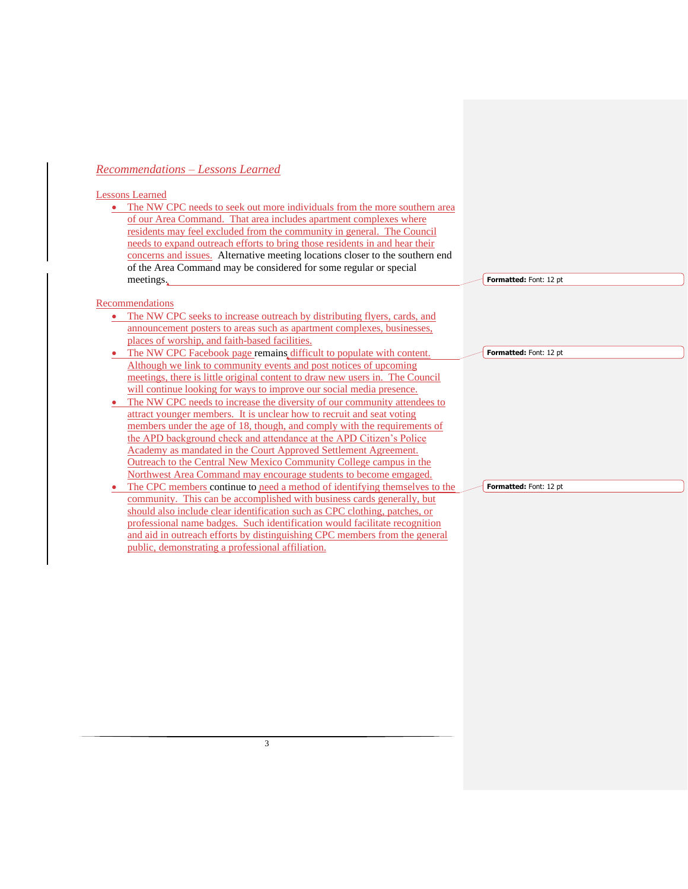## *Recommendations – Lessons Learned*

### Lessons Learned

- The NW CPC needs to seek out more individuals from the more southern area of our Area Command. That area includes apartment complexes where residents may feel excluded from the community in general. The Council needs to expand outreach efforts to bring those residents in and hear their concerns and issues. Alternative meeting locations closer to the southern end of the Area Command may be considered for some regular or special meetings.

### Recommendations

- The NW CPC seeks to increase outreach by distributing flyers, cards, and announcement posters to areas such as apartment complexes, businesses, places of worship, and faith-based facilities.
- The NW CPC Facebook page remains difficult to populate with content. Although we link to community events and post notices of upcoming meetings, there is little original content to draw new users in. The Council will continue looking for ways to improve our social media presence.
- The NW CPC needs to increase the diversity of our community attendees to attract younger members. It is unclear how to recruit and seat voting members under the age of 18, though, and comply with the requirements of the APD background check and attendance at the APD Citizen's Police Academy as mandated in the Court Approved Settlement Agreement. Outreach to the Central New Mexico Community College campus in the Northwest Area Command may encourage students to become emgaged.
- The CPC members continue to need a method of identifying themselves to the community. This can be accomplished with business cards generally, but should also include clear identification such as CPC clothing, patches, or professional name badges. Such identification would facilitate recognition and aid in outreach efforts by distinguishing CPC members from the general public, demonstrating a professional affiliation.